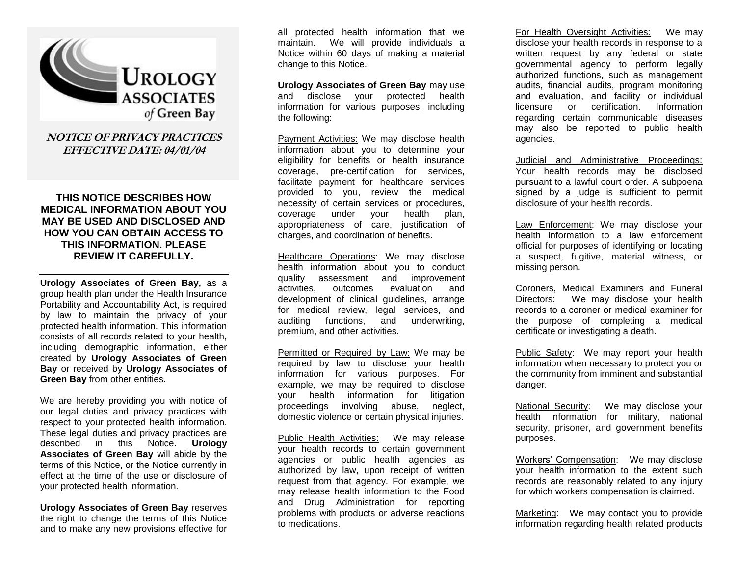# UROLOGY ASSOCIATES of Green Bay

**NOTICE OF PRIVACY PRACTICES**
**EFFECTIVE DATE: 04/01/04**

## THIS NOTICE DESCRIBES HOW MEDICAL INFORMATION ABOUT YOU MAY BE USED AND DISCLOSED AND HOW YOU CAN OBTAIN ACCESS TO THIS INFORMATION. PLEASE REVIEW IT CAREFULLY.

---

**Urology Associates of Green Bay,** as a group health plan under the Health Insurance Portability and Accountability Act, is required by law to maintain the privacy of your protected health information. This information consists of all records related to your health, including demographic information, either created by **Urology Associates of Green Bay** or received by **Urology Associates of Green Bay** from other entities.

We are hereby providing you with notice of our legal duties and privacy practices with respect to your protected health information. These legal duties and privacy practices are described in this Notice. **Urology Associates of Green Bay** will abide by the terms of this Notice, or the Notice currently in effect at the time of the use or disclosure of your protected health information.

**Urology Associates of Green Bay** reserves the right to change the terms of this Notice and to make any new provisions effective for all protected health information that we maintain. We will provide individuals a Notice within 60 days of making a material change to this Notice.

**Urology Associates of Green Bay** may use and disclose your protected health information for various purposes, including the following:

Payment Activities: We may disclose health information about you to determine your eligibility for benefits or health insurance coverage, pre-certification for services, facilitate payment for healthcare services provided to you, review the medical necessity of certain services or procedures, coverage under your health plan, appropriateness of care, justification of charges, and coordination of benefits.

Healthcare Operations: We may disclose health information about you to conduct quality assessment and improvement activities, outcomes evaluation and development of clinical guidelines, arrange for medical review, legal services, and auditing functions, and underwriting, premium, and other activities.

Permitted or Required by Law: We may be required by law to disclose your health information for various purposes. For example, we may be required to disclose your health information for litigation proceedings involving abuse, neglect, domestic violence or certain physical injuries.

Public Health Activities: We may release your health records to certain government agencies or public health agencies as authorized by law, upon receipt of written request from that agency. For example, we may release health information to the Food and Drug Administration for reporting problems with products or adverse reactions to medications.

For Health Oversight Activities: We may disclose your health records in response to a written request by any federal or state governmental agency to perform legally authorized functions, such as management audits, financial audits, program monitoring and evaluation, and facility or individual licensure or certification. Information regarding certain communicable diseases may also be reported to public health agencies.

Judicial and Administrative Proceedings: Your health records may be disclosed pursuant to a lawful court order. A subpoena signed by a judge is sufficient to permit disclosure of your health records.

Law Enforcement: We may disclose your health information to a law enforcement official for purposes of identifying or locating a suspect, fugitive, material witness, or missing person.

Coroners, Medical Examiners and Funeral Directors: We may disclose your health records to a coroner or medical examiner for the purpose of completing a medical certificate or investigating a death.

Public Safety: We may report your health information when necessary to protect you or the community from imminent and substantial danger.

National Security: We may disclose your health information for military, national security, prisoner, and government benefits purposes.

Workers' Compensation: We may disclose your health information to the extent such records are reasonably related to any injury for which workers compensation is claimed.

Marketing: We may contact you to provide information regarding health related products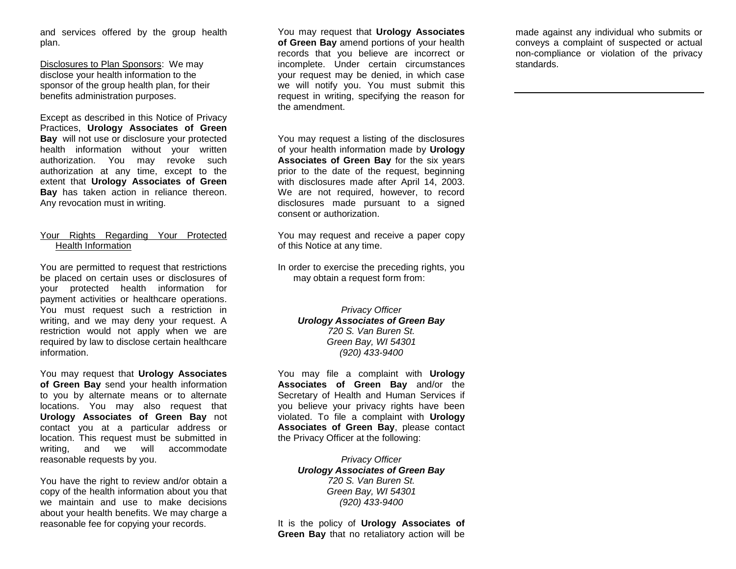and services offered by the group health plan.

Disclosures to Plan Sponsors: We may disclose your health information to the sponsor of the group health plan, for their benefits administration purposes.

Except as described in this Notice of Privacy Practices, **Urology Associates of Green Bay** will not use or disclosure your protected health information without your written authorization. You may revoke such authorization at any time, except to the extent that **Urology Associates of Green Bay** has taken action in reliance thereon. Any revocation must in writing.

## Your Rights Regarding Your Protected Health Information

You are permitted to request that restrictions be placed on certain uses or disclosures of your protected health information for payment activities or healthcare operations. You must request such a restriction in writing, and we may deny your request. A restriction would not apply when we are required by law to disclose certain healthcare information.

You may request that **Urology Associates of Green Bay** send your health information to you by alternate means or to alternate locations. You may also request that **Urology Associates of Green Bay** not contact you at a particular address or location. This request must be submitted in writing, and we will accommodate reasonable requests by you.

You have the right to review and/or obtain a copy of the health information about you that we maintain and use to make decisions about your health benefits. We may charge a reasonable fee for copying your records.

You may request that **Urology Associates of Green Bay** amend portions of your health records that you believe are incorrect or incomplete. Under certain circumstances your request may be denied, in which case we will notify you. You must submit this request in writing, specifying the reason for the amendment.

You may request a listing of the disclosures of your health information made by **Urology Associates of Green Bay** for the six years prior to the date of the request, beginning with disclosures made after April 14, 2003. We are not required, however, to record disclosures made pursuant to a signed consent or authorization.

You may request and receive a paper copy of this Notice at any time.

In order to exercise the preceding rights, you may obtain a request form from:

*Privacy Officer*
***Urology Associates of Green Bay***
*720 S. Van Buren St.*
*Green Bay, WI 54301*
*(920) 433-9400*

You may file a complaint with **Urology Associates of Green Bay** and/or the Secretary of Health and Human Services if you believe your privacy rights have been violated. To file a complaint with **Urology Associates of Green Bay**, please contact the Privacy Officer at the following:

*Privacy Officer*
***Urology Associates of Green Bay***
*720 S. Van Buren St.*
*Green Bay, WI 54301*
*(920) 433-9400*

It is the policy of **Urology Associates of Green Bay** that no retaliatory action will be made against any individual who submits or conveys a complaint of suspected or actual non-compliance or violation of the privacy standards.

---